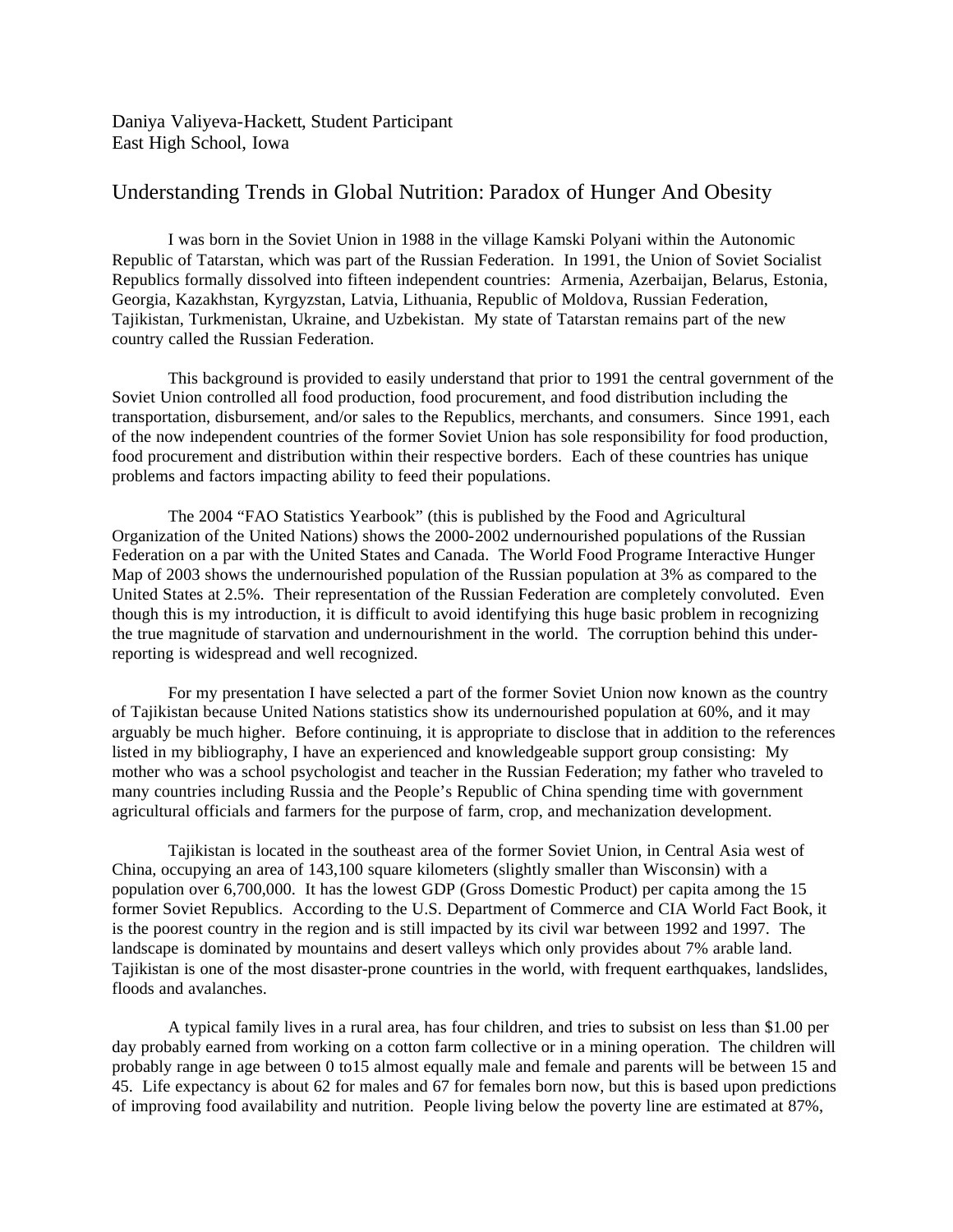Daniya Valiyeva-Hackett, Student Participant
East High School, Iowa

# Understanding Trends in Global Nutrition: Paradox of Hunger And Obesity

I was born in the Soviet Union in 1988 in the village Kamski Polyani within the Autonomic Republic of Tatarstan, which was part of the Russian Federation. In 1991, the Union of Soviet Socialist Republics formally dissolved into fifteen independent countries: Armenia, Azerbaijan, Belarus, Estonia, Georgia, Kazakhstan, Kyrgyzstan, Latvia, Lithuania, Republic of Moldova, Russian Federation, Tajikistan, Turkmenistan, Ukraine, and Uzbekistan. My state of Tatarstan remains part of the new country called the Russian Federation.

This background is provided to easily understand that prior to 1991 the central government of the Soviet Union controlled all food production, food procurement, and food distribution including the transportation, disbursement, and/or sales to the Republics, merchants, and consumers. Since 1991, each of the now independent countries of the former Soviet Union has sole responsibility for food production, food procurement and distribution within their respective borders. Each of these countries has unique problems and factors impacting ability to feed their populations.

The 2004 "FAO Statistics Yearbook" (this is published by the Food and Agricultural Organization of the United Nations) shows the 2000-2002 undernourished populations of the Russian Federation on a par with the United States and Canada. The World Food Programe Interactive Hunger Map of 2003 shows the undernourished population of the Russian population at 3% as compared to the United States at 2.5%. Their representation of the Russian Federation are completely convoluted. Even though this is my introduction, it is difficult to avoid identifying this huge basic problem in recognizing the true magnitude of starvation and undernourishment in the world. The corruption behind this under-reporting is widespread and well recognized.

For my presentation I have selected a part of the former Soviet Union now known as the country of Tajikistan because United Nations statistics show its undernourished population at 60%, and it may arguably be much higher. Before continuing, it is appropriate to disclose that in addition to the references listed in my bibliography, I have an experienced and knowledgeable support group consisting: My mother who was a school psychologist and teacher in the Russian Federation; my father who traveled to many countries including Russia and the People's Republic of China spending time with government agricultural officials and farmers for the purpose of farm, crop, and mechanization development.

Tajikistan is located in the southeast area of the former Soviet Union, in Central Asia west of China, occupying an area of 143,100 square kilometers (slightly smaller than Wisconsin) with a population over 6,700,000. It has the lowest GDP (Gross Domestic Product) per capita among the 15 former Soviet Republics. According to the U.S. Department of Commerce and CIA World Fact Book, it is the poorest country in the region and is still impacted by its civil war between 1992 and 1997. The landscape is dominated by mountains and desert valleys which only provides about 7% arable land. Tajikistan is one of the most disaster-prone countries in the world, with frequent earthquakes, landslides, floods and avalanches.

A typical family lives in a rural area, has four children, and tries to subsist on less than $1.00 per day probably earned from working on a cotton farm collective or in a mining operation. The children will probably range in age between 0 to15 almost equally male and female and parents will be between 15 and 45. Life expectancy is about 62 for males and 67 for females born now, but this is based upon predictions of improving food availability and nutrition. People living below the poverty line are estimated at 87%,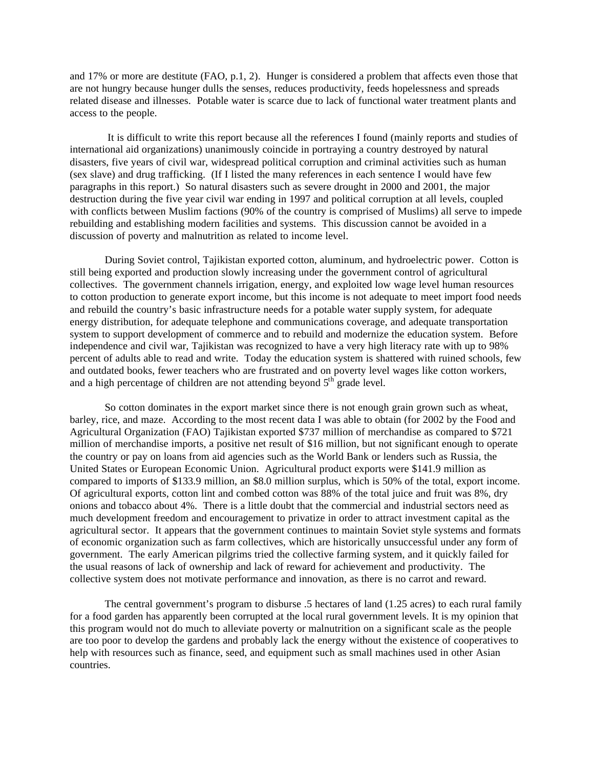and 17% or more are destitute (FAO, p.1, 2). Hunger is considered a problem that affects even those that are not hungry because hunger dulls the senses, reduces productivity, feeds hopelessness and spreads related disease and illnesses. Potable water is scarce due to lack of functional water treatment plants and access to the people.

It is difficult to write this report because all the references I found (mainly reports and studies of international aid organizations) unanimously coincide in portraying a country destroyed by natural disasters, five years of civil war, widespread political corruption and criminal activities such as human (sex slave) and drug trafficking. (If I listed the many references in each sentence I would have few paragraphs in this report.) So natural disasters such as severe drought in 2000 and 2001, the major destruction during the five year civil war ending in 1997 and political corruption at all levels, coupled with conflicts between Muslim factions (90% of the country is comprised of Muslims) all serve to impede rebuilding and establishing modern facilities and systems. This discussion cannot be avoided in a discussion of poverty and malnutrition as related to income level.

During Soviet control, Tajikistan exported cotton, aluminum, and hydroelectric power. Cotton is still being exported and production slowly increasing under the government control of agricultural collectives. The government channels irrigation, energy, and exploited low wage level human resources to cotton production to generate export income, but this income is not adequate to meet import food needs and rebuild the country's basic infrastructure needs for a potable water supply system, for adequate energy distribution, for adequate telephone and communications coverage, and adequate transportation system to support development of commerce and to rebuild and modernize the education system. Before independence and civil war, Tajikistan was recognized to have a very high literacy rate with up to 98% percent of adults able to read and write. Today the education system is shattered with ruined schools, few and outdated books, fewer teachers who are frustrated and on poverty level wages like cotton workers, and a high percentage of children are not attending beyond 5th grade level.

So cotton dominates in the export market since there is not enough grain grown such as wheat, barley, rice, and maze. According to the most recent data I was able to obtain (for 2002 by the Food and Agricultural Organization (FAO) Tajikistan exported $737 million of merchandise as compared to $721 million of merchandise imports, a positive net result of $16 million, but not significant enough to operate the country or pay on loans from aid agencies such as the World Bank or lenders such as Russia, the United States or European Economic Union. Agricultural product exports were $141.9 million as compared to imports of $133.9 million, an $8.0 million surplus, which is 50% of the total, export income. Of agricultural exports, cotton lint and combed cotton was 88% of the total juice and fruit was 8%, dry onions and tobacco about 4%. There is a little doubt that the commercial and industrial sectors need as much development freedom and encouragement to privatize in order to attract investment capital as the agricultural sector. It appears that the government continues to maintain Soviet style systems and formats of economic organization such as farm collectives, which are historically unsuccessful under any form of government. The early American pilgrims tried the collective farming system, and it quickly failed for the usual reasons of lack of ownership and lack of reward for achievement and productivity. The collective system does not motivate performance and innovation, as there is no carrot and reward.

The central government's program to disburse .5 hectares of land (1.25 acres) to each rural family for a food garden has apparently been corrupted at the local rural government levels. It is my opinion that this program would not do much to alleviate poverty or malnutrition on a significant scale as the people are too poor to develop the gardens and probably lack the energy without the existence of cooperatives to help with resources such as finance, seed, and equipment such as small machines used in other Asian countries.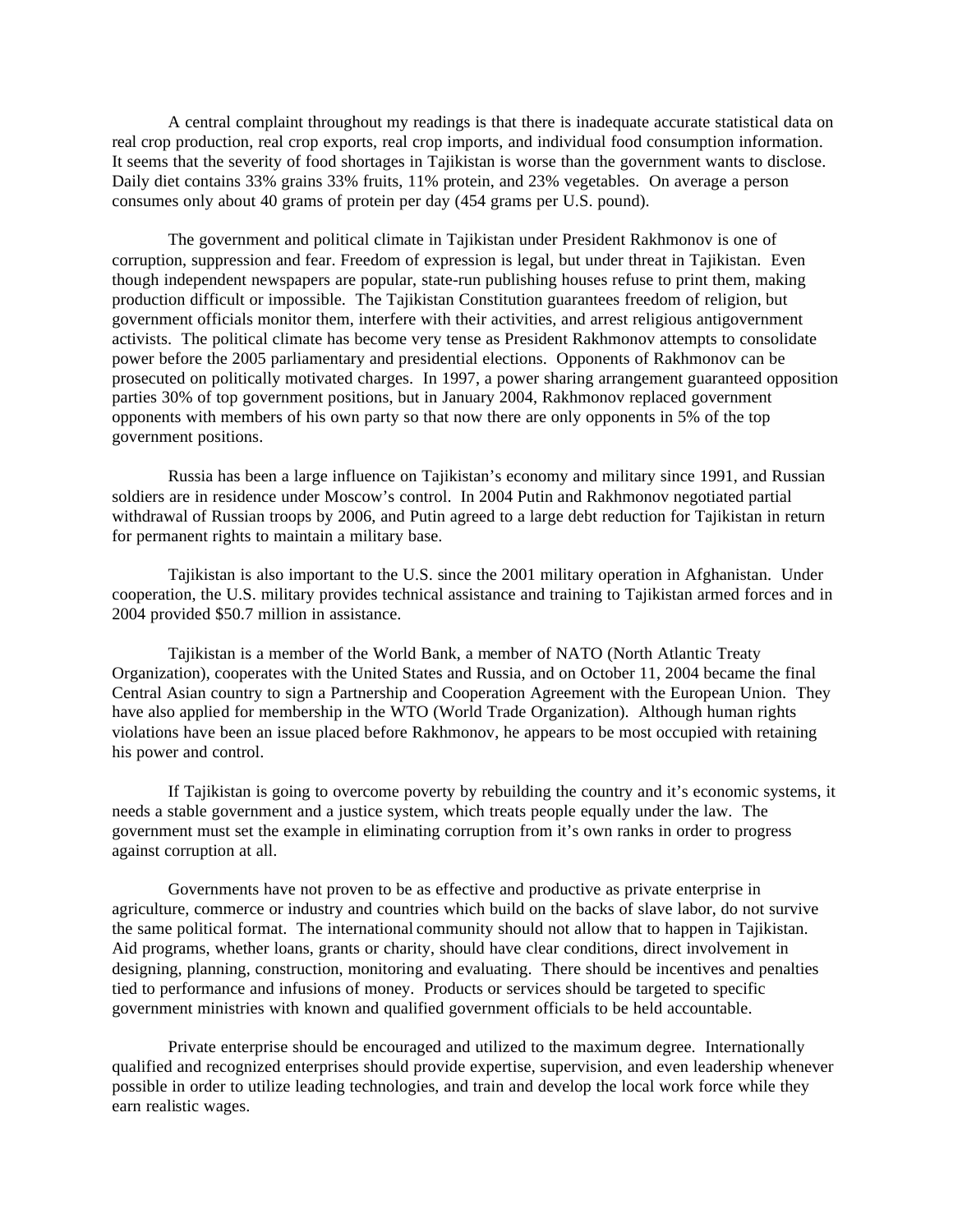A central complaint throughout my readings is that there is inadequate accurate statistical data on real crop production, real crop exports, real crop imports, and individual food consumption information. It seems that the severity of food shortages in Tajikistan is worse than the government wants to disclose. Daily diet contains 33% grains 33% fruits, 11% protein, and 23% vegetables. On average a person consumes only about 40 grams of protein per day (454 grams per U.S. pound).

The government and political climate in Tajikistan under President Rakhmonov is one of corruption, suppression and fear. Freedom of expression is legal, but under threat in Tajikistan. Even though independent newspapers are popular, state-run publishing houses refuse to print them, making production difficult or impossible. The Tajikistan Constitution guarantees freedom of religion, but government officials monitor them, interfere with their activities, and arrest religious antigovernment activists. The political climate has become very tense as President Rakhmonov attempts to consolidate power before the 2005 parliamentary and presidential elections. Opponents of Rakhmonov can be prosecuted on politically motivated charges. In 1997, a power sharing arrangement guaranteed opposition parties 30% of top government positions, but in January 2004, Rakhmonov replaced government opponents with members of his own party so that now there are only opponents in 5% of the top government positions.

Russia has been a large influence on Tajikistan's economy and military since 1991, and Russian soldiers are in residence under Moscow's control. In 2004 Putin and Rakhmonov negotiated partial withdrawal of Russian troops by 2006, and Putin agreed to a large debt reduction for Tajikistan in return for permanent rights to maintain a military base.

Tajikistan is also important to the U.S. since the 2001 military operation in Afghanistan. Under cooperation, the U.S. military provides technical assistance and training to Tajikistan armed forces and in 2004 provided $50.7 million in assistance.

Tajikistan is a member of the World Bank, a member of NATO (North Atlantic Treaty Organization), cooperates with the United States and Russia, and on October 11, 2004 became the final Central Asian country to sign a Partnership and Cooperation Agreement with the European Union. They have also applied for membership in the WTO (World Trade Organization). Although human rights violations have been an issue placed before Rakhmonov, he appears to be most occupied with retaining his power and control.

If Tajikistan is going to overcome poverty by rebuilding the country and it's economic systems, it needs a stable government and a justice system, which treats people equally under the law. The government must set the example in eliminating corruption from it's own ranks in order to progress against corruption at all.

Governments have not proven to be as effective and productive as private enterprise in agriculture, commerce or industry and countries which build on the backs of slave labor, do not survive the same political format. The international community should not allow that to happen in Tajikistan. Aid programs, whether loans, grants or charity, should have clear conditions, direct involvement in designing, planning, construction, monitoring and evaluating. There should be incentives and penalties tied to performance and infusions of money. Products or services should be targeted to specific government ministries with known and qualified government officials to be held accountable.

Private enterprise should be encouraged and utilized to the maximum degree. Internationally qualified and recognized enterprises should provide expertise, supervision, and even leadership whenever possible in order to utilize leading technologies, and train and develop the local work force while they earn realistic wages.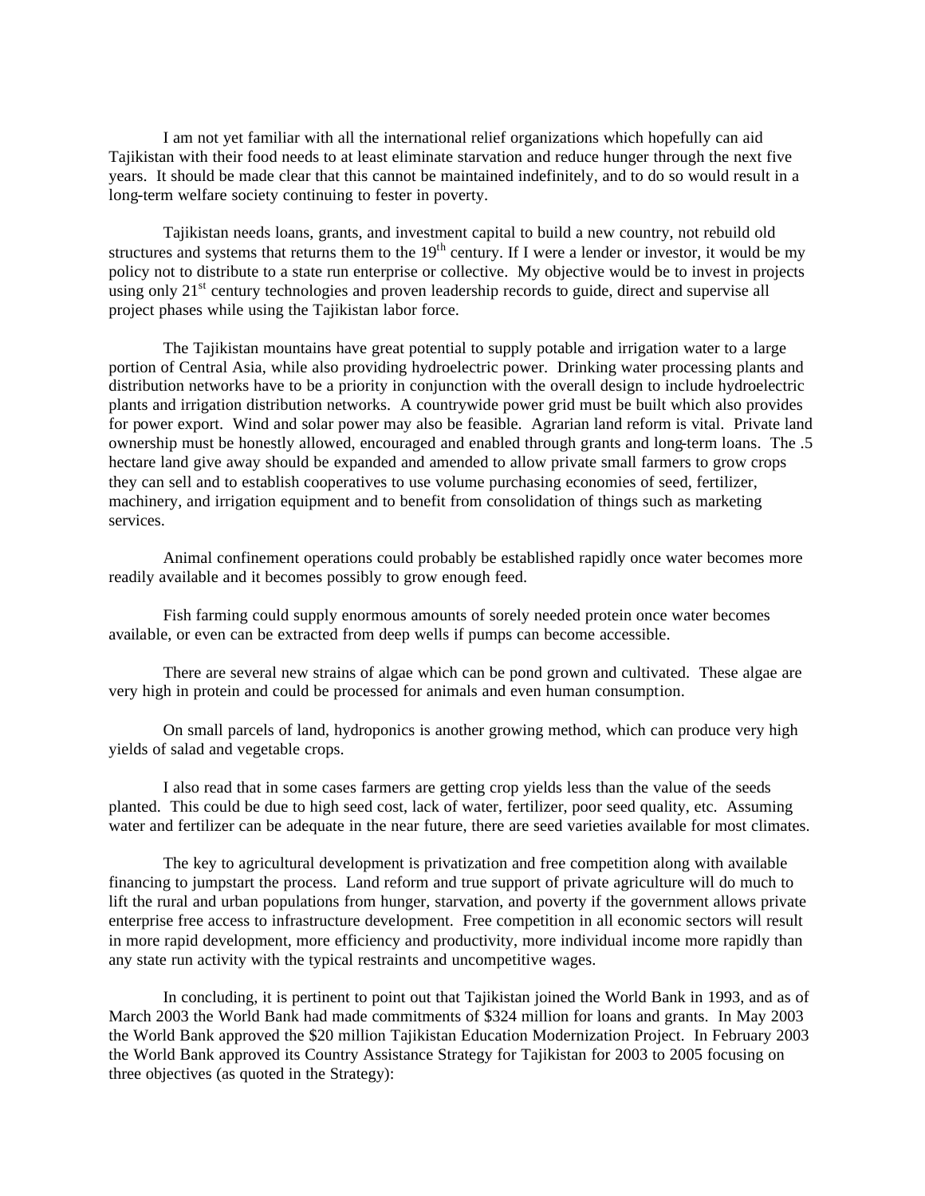I am not yet familiar with all the international relief organizations which hopefully can aid Tajikistan with their food needs to at least eliminate starvation and reduce hunger through the next five years. It should be made clear that this cannot be maintained indefinitely, and to do so would result in a long-term welfare society continuing to fester in poverty.

Tajikistan needs loans, grants, and investment capital to build a new country, not rebuild old structures and systems that returns them to the 19th century. If I were a lender or investor, it would be my policy not to distribute to a state run enterprise or collective. My objective would be to invest in projects using only 21st century technologies and proven leadership records to guide, direct and supervise all project phases while using the Tajikistan labor force.

The Tajikistan mountains have great potential to supply potable and irrigation water to a large portion of Central Asia, while also providing hydroelectric power. Drinking water processing plants and distribution networks have to be a priority in conjunction with the overall design to include hydroelectric plants and irrigation distribution networks. A countrywide power grid must be built which also provides for power export. Wind and solar power may also be feasible. Agrarian land reform is vital. Private land ownership must be honestly allowed, encouraged and enabled through grants and long-term loans. The .5 hectare land give away should be expanded and amended to allow private small farmers to grow crops they can sell and to establish cooperatives to use volume purchasing economies of seed, fertilizer, machinery, and irrigation equipment and to benefit from consolidation of things such as marketing services.

Animal confinement operations could probably be established rapidly once water becomes more readily available and it becomes possibly to grow enough feed.

Fish farming could supply enormous amounts of sorely needed protein once water becomes available, or even can be extracted from deep wells if pumps can become accessible.

There are several new strains of algae which can be pond grown and cultivated. These algae are very high in protein and could be processed for animals and even human consumption.

On small parcels of land, hydroponics is another growing method, which can produce very high yields of salad and vegetable crops.

I also read that in some cases farmers are getting crop yields less than the value of the seeds planted. This could be due to high seed cost, lack of water, fertilizer, poor seed quality, etc. Assuming water and fertilizer can be adequate in the near future, there are seed varieties available for most climates.

The key to agricultural development is privatization and free competition along with available financing to jumpstart the process. Land reform and true support of private agriculture will do much to lift the rural and urban populations from hunger, starvation, and poverty if the government allows private enterprise free access to infrastructure development. Free competition in all economic sectors will result in more rapid development, more efficiency and productivity, more individual income more rapidly than any state run activity with the typical restraints and uncompetitive wages.

In concluding, it is pertinent to point out that Tajikistan joined the World Bank in 1993, and as of March 2003 the World Bank had made commitments of $324 million for loans and grants. In May 2003 the World Bank approved the $20 million Tajikistan Education Modernization Project. In February 2003 the World Bank approved its Country Assistance Strategy for Tajikistan for 2003 to 2005 focusing on three objectives (as quoted in the Strategy):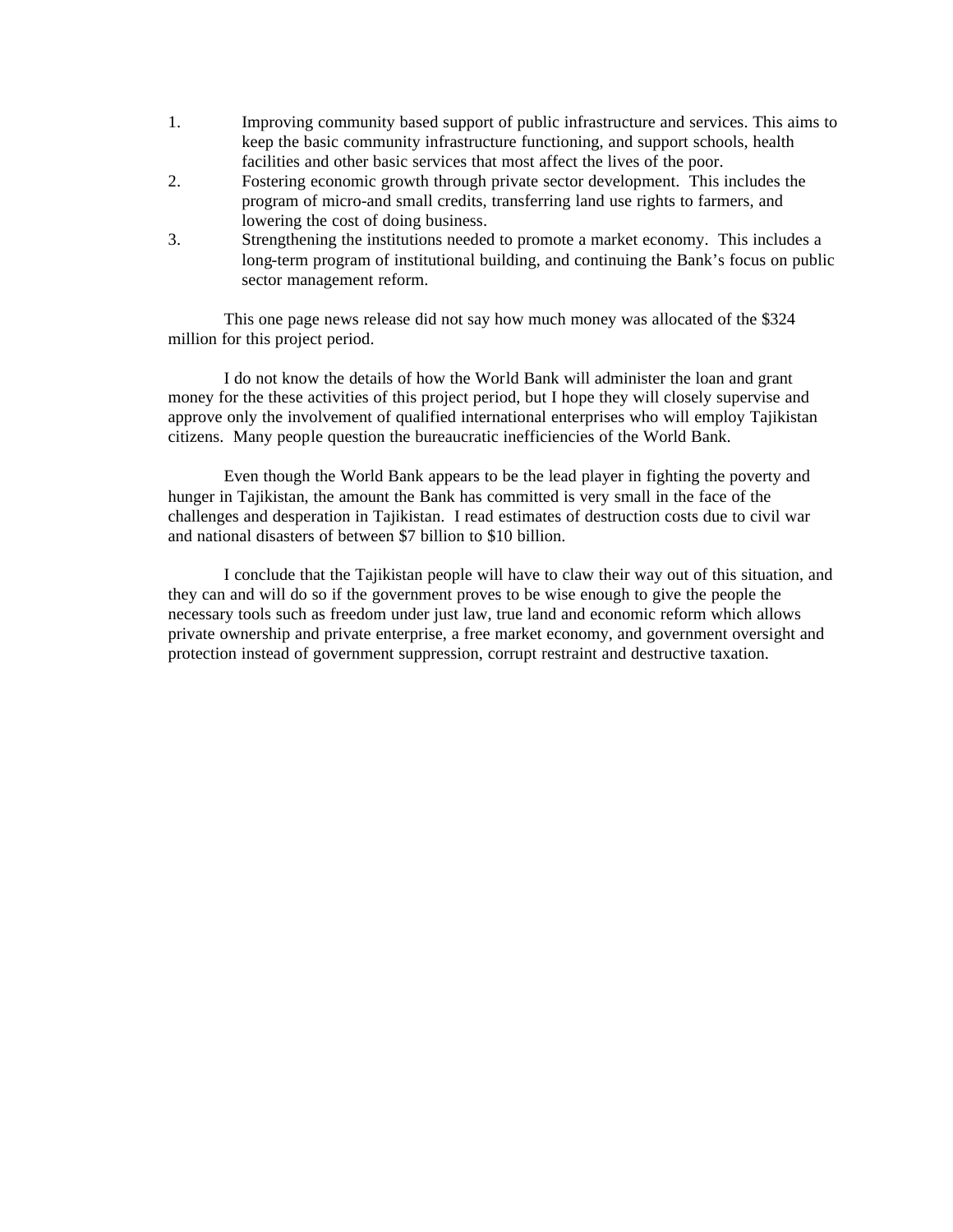1. Improving community based support of public infrastructure and services. This aims to keep the basic community infrastructure functioning, and support schools, health facilities and other basic services that most affect the lives of the poor.
2. Fostering economic growth through private sector development. This includes the program of micro-and small credits, transferring land use rights to farmers, and lowering the cost of doing business.
3. Strengthening the institutions needed to promote a market economy. This includes a long-term program of institutional building, and continuing the Bank's focus on public sector management reform.

This one page news release did not say how much money was allocated of the $324 million for this project period.

I do not know the details of how the World Bank will administer the loan and grant money for the these activities of this project period, but I hope they will closely supervise and approve only the involvement of qualified international enterprises who will employ Tajikistan citizens. Many people question the bureaucratic inefficiencies of the World Bank.

Even though the World Bank appears to be the lead player in fighting the poverty and hunger in Tajikistan, the amount the Bank has committed is very small in the face of the challenges and desperation in Tajikistan. I read estimates of destruction costs due to civil war and national disasters of between $7 billion to $10 billion.

I conclude that the Tajikistan people will have to claw their way out of this situation, and they can and will do so if the government proves to be wise enough to give the people the necessary tools such as freedom under just law, true land and economic reform which allows private ownership and private enterprise, a free market economy, and government oversight and protection instead of government suppression, corrupt restraint and destructive taxation.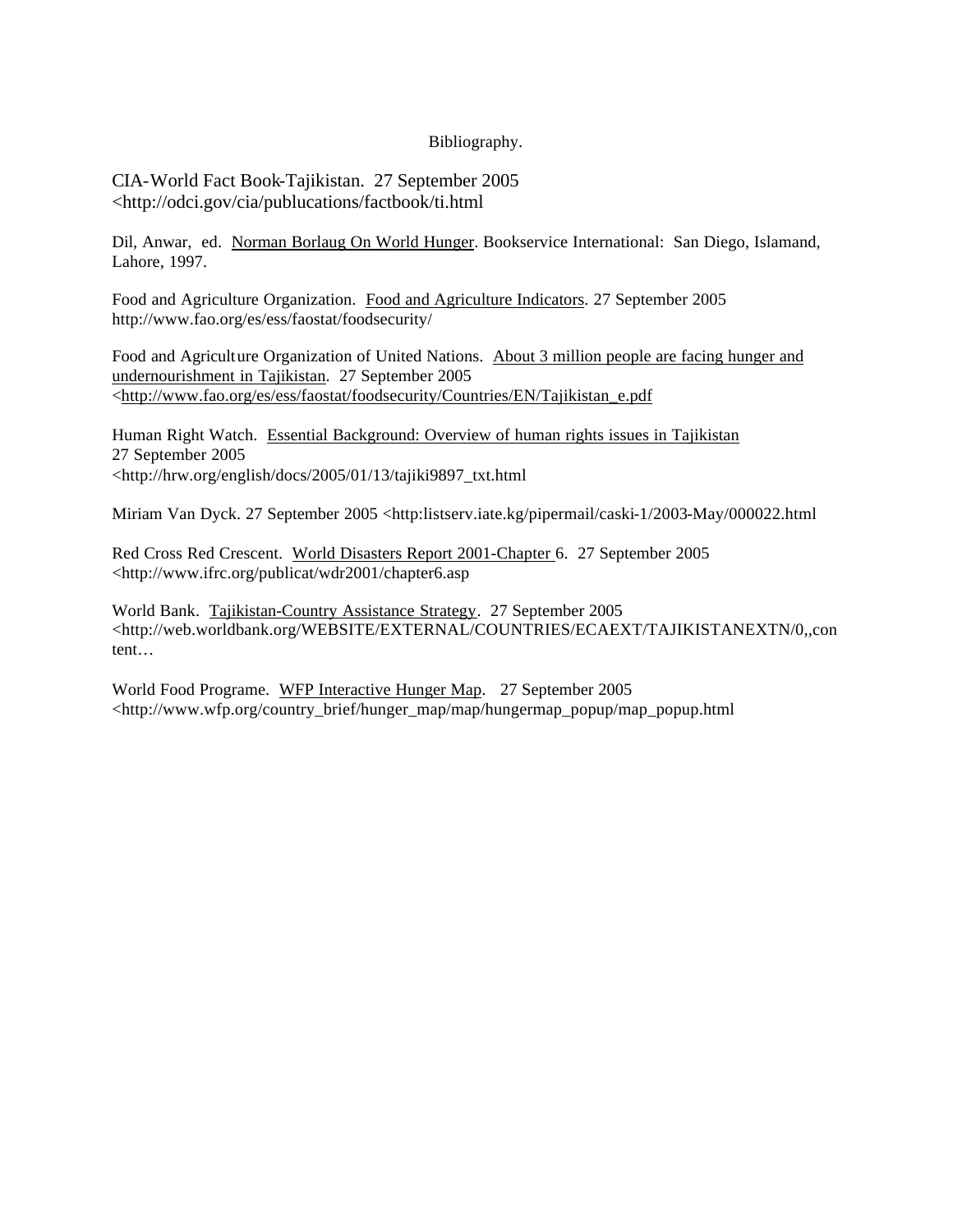Bibliography.

CIA-World Fact Book-Tajikistan. 27 September 2005 <http://odci.gov/cia/publucations/factbook/ti.html

Dil, Anwar, ed. Norman Borlaug On World Hunger. Bookservice International: San Diego, Islamand, Lahore, 1997.

Food and Agriculture Organization. Food and Agriculture Indicators. 27 September 2005 http://www.fao.org/es/ess/faostat/foodsecurity/

Food and Agriculture Organization of United Nations. About 3 million people are facing hunger and undernourishment in Tajikistan. 27 September 2005 <http://www.fao.org/es/ess/faostat/foodsecurity/Countries/EN/Tajikistan_e.pdf

Human Right Watch. Essential Background: Overview of human rights issues in Tajikistan 27 September 2005 <http://hrw.org/english/docs/2005/01/13/tajiki9897_txt.html

Miriam Van Dyck. 27 September 2005 <http:listserv.iate.kg/pipermail/caski-1/2003-May/000022.html

Red Cross Red Crescent. World Disasters Report 2001-Chapter 6. 27 September 2005 <http://www.ifrc.org/publicat/wdr2001/chapter6.asp

World Bank. Tajikistan-Country Assistance Strategy. 27 September 2005 <http://web.worldbank.org/WEBSITE/EXTERNAL/COUNTRIES/ECAEXT/TAJIKISTANEXTN/0,,content…

World Food Programe. WFP Interactive Hunger Map. 27 September 2005 <http://www.wfp.org/country_brief/hunger_map/map/hungermap_popup/map_popup.html